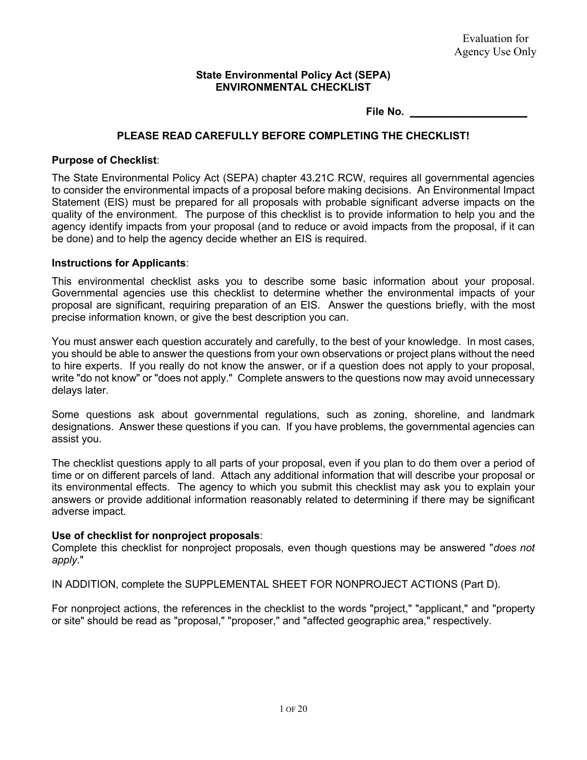Evaluation for
Agency Use Only

# State Environmental Policy Act (SEPA)
# ENVIRONMENTAL CHECKLIST

**File No.** ____________________

## PLEASE READ CAREFULLY BEFORE COMPLETING THE CHECKLIST!

**Purpose of Checklist**:

The State Environmental Policy Act (SEPA) chapter 43.21C RCW, requires all governmental agencies to consider the environmental impacts of a proposal before making decisions. An Environmental Impact Statement (EIS) must be prepared for all proposals with probable significant adverse impacts on the quality of the environment. The purpose of this checklist is to provide information to help you and the agency identify impacts from your proposal (and to reduce or avoid impacts from the proposal, if it can be done) and to help the agency decide whether an EIS is required.

**Instructions for Applicants**:

This environmental checklist asks you to describe some basic information about your proposal. Governmental agencies use this checklist to determine whether the environmental impacts of your proposal are significant, requiring preparation of an EIS. Answer the questions briefly, with the most precise information known, or give the best description you can.

You must answer each question accurately and carefully, to the best of your knowledge. In most cases, you should be able to answer the questions from your own observations or project plans without the need to hire experts. If you really do not know the answer, or if a question does not apply to your proposal, write "do not know" or "does not apply." Complete answers to the questions now may avoid unnecessary delays later.

Some questions ask about governmental regulations, such as zoning, shoreline, and landmark designations. Answer these questions if you can. If you have problems, the governmental agencies can assist you.

The checklist questions apply to all parts of your proposal, even if you plan to do them over a period of time or on different parcels of land. Attach any additional information that will describe your proposal or its environmental effects. The agency to which you submit this checklist may ask you to explain your answers or provide additional information reasonably related to determining if there may be significant adverse impact.

**Use of checklist for nonproject proposals**:

Complete this checklist for nonproject proposals, even though questions may be answered "*does not apply*."

IN ADDITION, complete the SUPPLEMENTAL SHEET FOR NONPROJECT ACTIONS (Part D).

For nonproject actions, the references in the checklist to the words "project," "applicant," and "property or site" should be read as "proposal," "proposer," and "affected geographic area," respectively.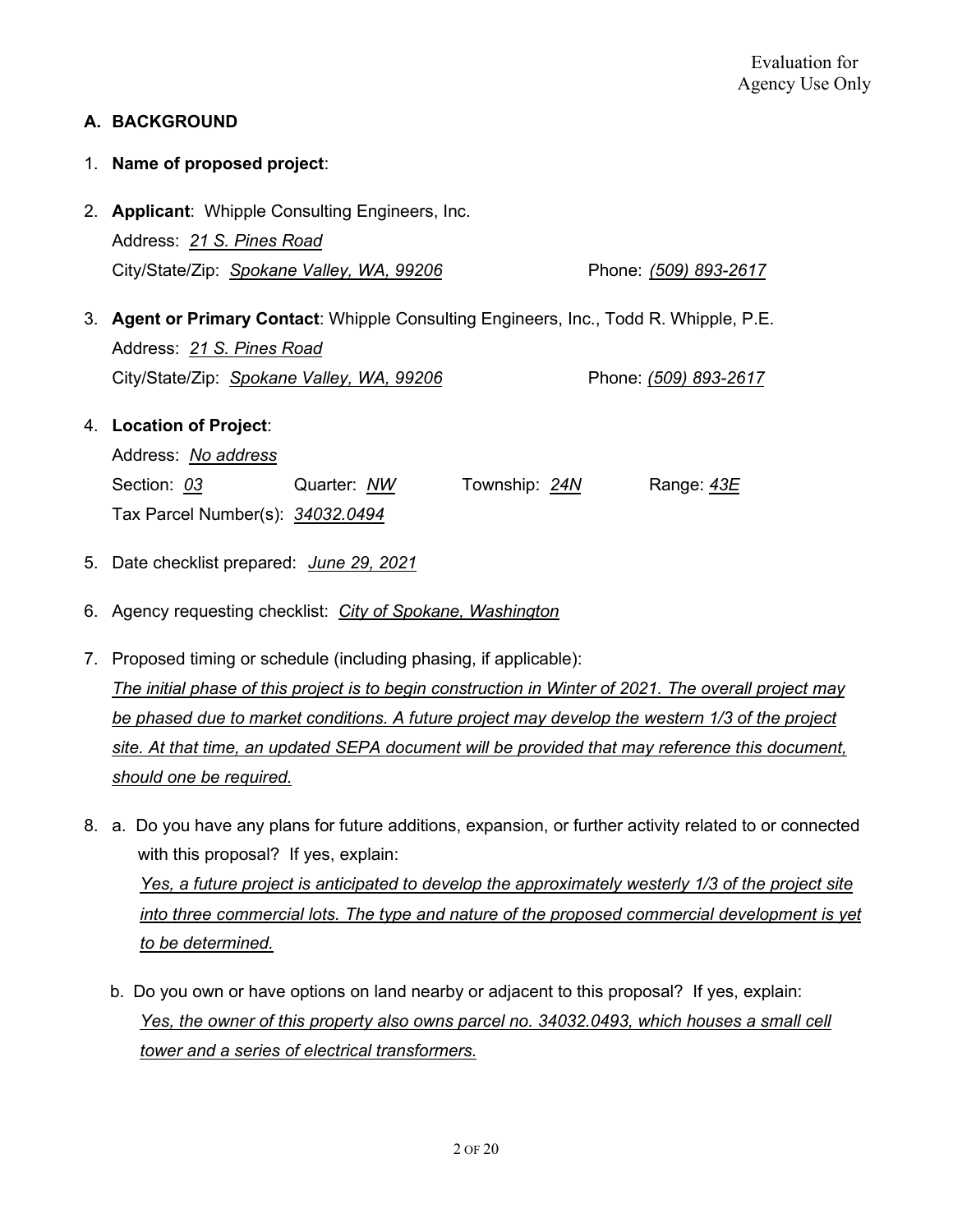Evaluation for Agency Use Only

## A. BACKGROUND

1. **Name of proposed project**:

2. **Applicant**: Whipple Consulting Engineers, Inc.
   Address: *21 S. Pines Road*
   City/State/Zip: *Spokane Valley, WA, 99206* Phone: *(509) 893-2617*

3. **Agent or Primary Contact**: Whipple Consulting Engineers, Inc., Todd R. Whipple, P.E.
   Address: *21 S. Pines Road*
   City/State/Zip: *Spokane Valley, WA, 99206* Phone: *(509) 893-2617*

4. **Location of Project**:
   Address: *No address*
   Section: *03* Quarter: *NW* Township: *24N* Range: *43E*
   Tax Parcel Number(s): *34032.0494*

5. Date checklist prepared: *June 29, 2021*

6. Agency requesting checklist: *City of Spokane, Washington*

7. Proposed timing or schedule (including phasing, if applicable):
   *The initial phase of this project is to begin construction in Winter of 2021. The overall project may be phased due to market conditions. A future project may develop the western 1/3 of the project site. At that time, an updated SEPA document will be provided that may reference this document, should one be required.*

8. a. Do you have any plans for future additions, expansion, or further activity related to or connected with this proposal? If yes, explain:
   *Yes, a future project is anticipated to develop the approximately westerly 1/3 of the project site into three commercial lots. The type and nature of the proposed commercial development is yet to be determined.*

   b. Do you own or have options on land nearby or adjacent to this proposal? If yes, explain:
   *Yes, the owner of this property also owns parcel no. 34032.0493, which houses a small cell tower and a series of electrical transformers.*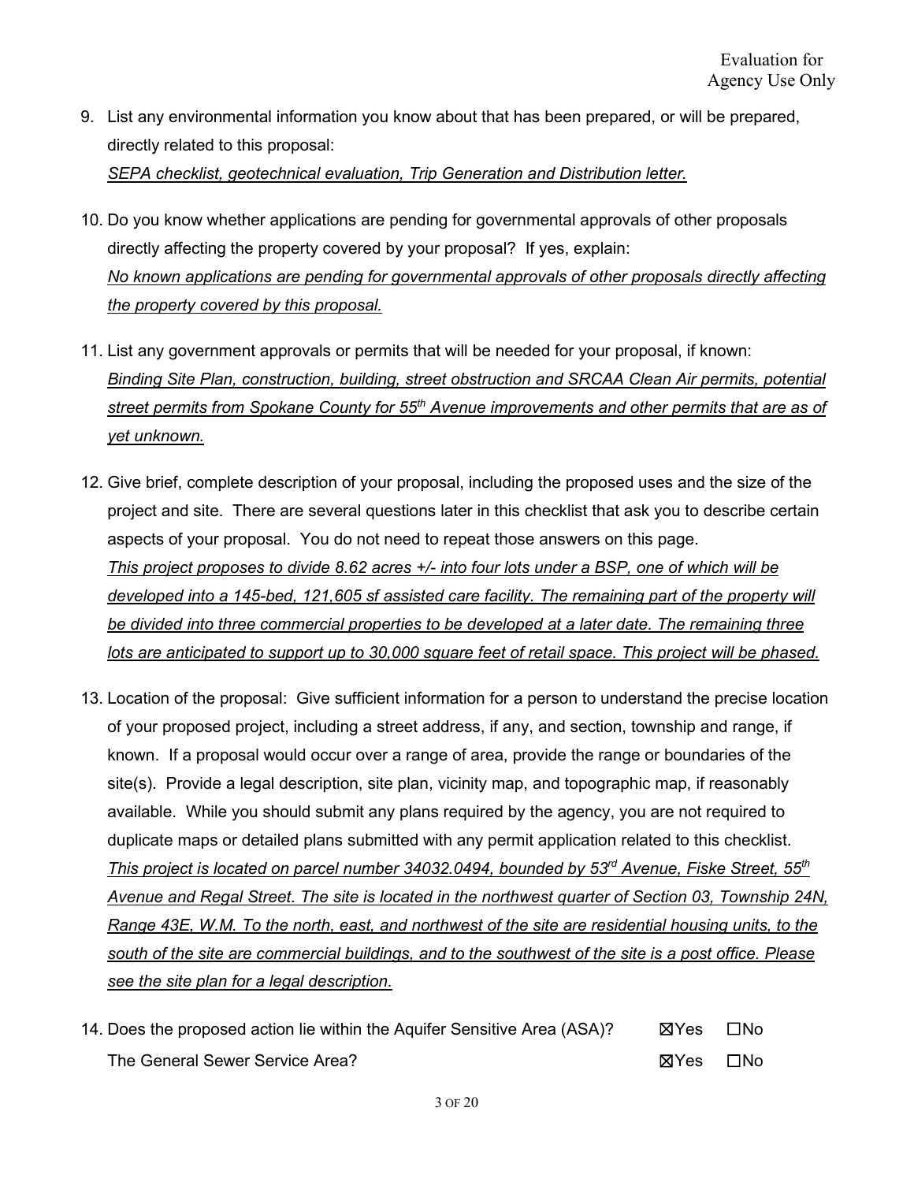Evaluation for Agency Use Only

9. List any environmental information you know about that has been prepared, or will be prepared, directly related to this proposal:
   *SEPA checklist, geotechnical evaluation, Trip Generation and Distribution letter.*

10. Do you know whether applications are pending for governmental approvals of other proposals directly affecting the property covered by your proposal? If yes, explain:
    *No known applications are pending for governmental approvals of other proposals directly affecting the property covered by this proposal.*

11. List any government approvals or permits that will be needed for your proposal, if known:
    *Binding Site Plan, construction, building, street obstruction and SRCAA Clean Air permits, potential street permits from Spokane County for 55th Avenue improvements and other permits that are as of yet unknown.*

12. Give brief, complete description of your proposal, including the proposed uses and the size of the project and site. There are several questions later in this checklist that ask you to describe certain aspects of your proposal. You do not need to repeat those answers on this page.
    *This project proposes to divide 8.62 acres +/- into four lots under a BSP, one of which will be developed into a 145-bed, 121,605 sf assisted care facility. The remaining part of the property will be divided into three commercial properties to be developed at a later date. The remaining three lots are anticipated to support up to 30,000 square feet of retail space. This project will be phased.*

13. Location of the proposal: Give sufficient information for a person to understand the precise location of your proposed project, including a street address, if any, and section, township and range, if known. If a proposal would occur over a range of area, provide the range or boundaries of the site(s). Provide a legal description, site plan, vicinity map, and topographic map, if reasonably available. While you should submit any plans required by the agency, you are not required to duplicate maps or detailed plans submitted with any permit application related to this checklist.
    *This project is located on parcel number 34032.0494, bounded by 53rd Avenue, Fiske Street, 55th Avenue and Regal Street. The site is located in the northwest quarter of Section 03, Township 24N, Range 43E, W.M. To the north, east, and northwest of the site are residential housing units, to the south of the site are commercial buildings, and to the southwest of the site is a post office. Please see the site plan for a legal description.*

14. Does the proposed action lie within the Aquifer Sensitive Area (ASA)? ☒Yes ☐No
    The General Sewer Service Area? ☒Yes ☐No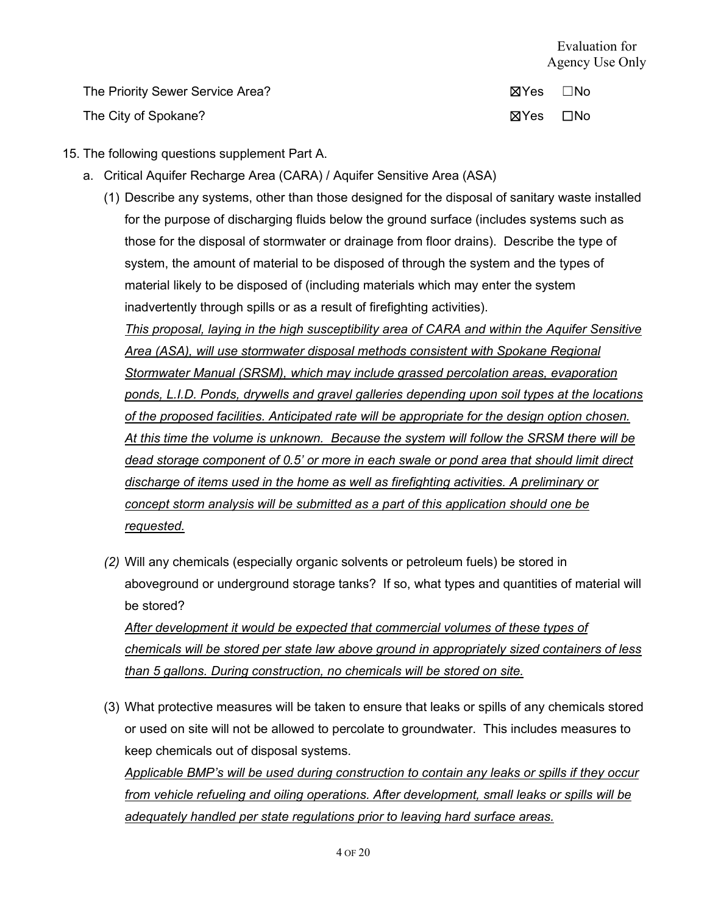Evaluation for Agency Use Only

The Priority Sewer Service Area? ☒Yes ☐No

The City of Spokane? ☒Yes ☐No

15. The following questions supplement Part A.

   a. Critical Aquifer Recharge Area (CARA) / Aquifer Sensitive Area (ASA)

      (1) Describe any systems, other than those designed for the disposal of sanitary waste installed for the purpose of discharging fluids below the ground surface (includes systems such as those for the disposal of stormwater or drainage from floor drains). Describe the type of system, the amount of material to be disposed of through the system and the types of material likely to be disposed of (including materials which may enter the system inadvertently through spills or as a result of firefighting activities).

      *This proposal, laying in the high susceptibility area of CARA and within the Aquifer Sensitive Area (ASA), will use stormwater disposal methods consistent with Spokane Regional Stormwater Manual (SRSM), which may include grassed percolation areas, evaporation ponds, L.I.D. Ponds, drywells and gravel galleries depending upon soil types at the locations of the proposed facilities. Anticipated rate will be appropriate for the design option chosen. At this time the volume is unknown. Because the system will follow the SRSM there will be dead storage component of 0.5' or more in each swale or pond area that should limit direct discharge of items used in the home as well as firefighting activities. A preliminary or concept storm analysis will be submitted as a part of this application should one be requested.*

      *(2)* Will any chemicals (especially organic solvents or petroleum fuels) be stored in aboveground or underground storage tanks? If so, what types and quantities of material will be stored?

      *After development it would be expected that commercial volumes of these types of chemicals will be stored per state law above ground in appropriately sized containers of less than 5 gallons. During construction, no chemicals will be stored on site.*

      (3) What protective measures will be taken to ensure that leaks or spills of any chemicals stored or used on site will not be allowed to percolate to groundwater. This includes measures to keep chemicals out of disposal systems.

      *Applicable BMP's will be used during construction to contain any leaks or spills if they occur from vehicle refueling and oiling operations. After development, small leaks or spills will be adequately handled per state regulations prior to leaving hard surface areas.*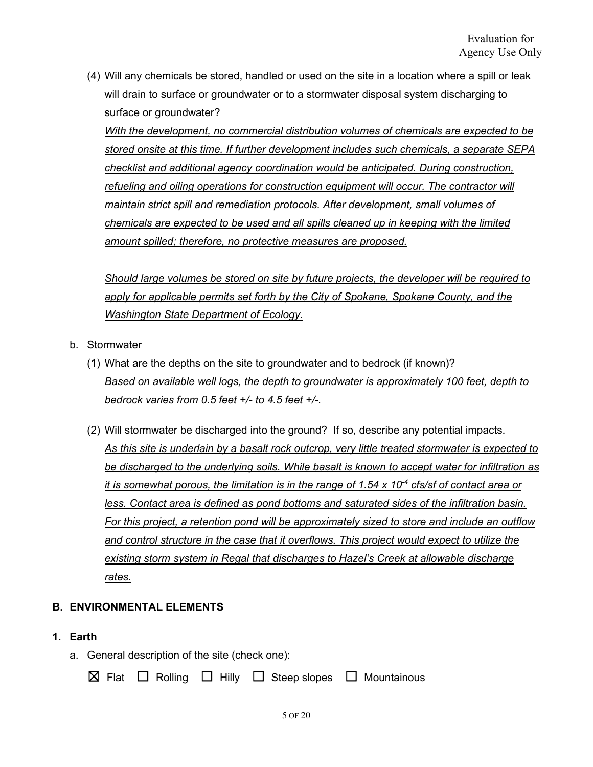(4) Will any chemicals be stored, handled or used on the site in a location where a spill or leak will drain to surface or groundwater or to a stormwater disposal system discharging to surface or groundwater?

*With the development, no commercial distribution volumes of chemicals are expected to be stored onsite at this time. If further development includes such chemicals, a separate SEPA checklist and additional agency coordination would be anticipated. During construction, refueling and oiling operations for construction equipment will occur. The contractor will maintain strict spill and remediation protocols. After development, small volumes of chemicals are expected to be used and all spills cleaned up in keeping with the limited amount spilled; therefore, no protective measures are proposed.*

*Should large volumes be stored on site by future projects, the developer will be required to apply for applicable permits set forth by the City of Spokane, Spokane County, and the Washington State Department of Ecology.*

b. Stormwater

(1) What are the depths on the site to groundwater and to bedrock (if known)?

*Based on available well logs, the depth to groundwater is approximately 100 feet, depth to bedrock varies from 0.5 feet +/- to 4.5 feet +/-.*

(2) Will stormwater be discharged into the ground? If so, describe any potential impacts.

*As this site is underlain by a basalt rock outcrop, very little treated stormwater is expected to be discharged to the underlying soils. While basalt is known to accept water for infiltration as it is somewhat porous, the limitation is in the range of $1.54 \times 10^{-4}$ cfs/sf of contact area or less. Contact area is defined as pond bottoms and saturated sides of the infiltration basin. For this project, a retention pond will be approximately sized to store and include an outflow and control structure in the case that it overflows. This project would expect to utilize the existing storm system in Regal that discharges to Hazel's Creek at allowable discharge rates.*

## B. ENVIRONMENTAL ELEMENTS

### 1. Earth

a. General description of the site (check one):

☒ Flat ☐ Rolling ☐ Hilly ☐ Steep slopes ☐ Mountainous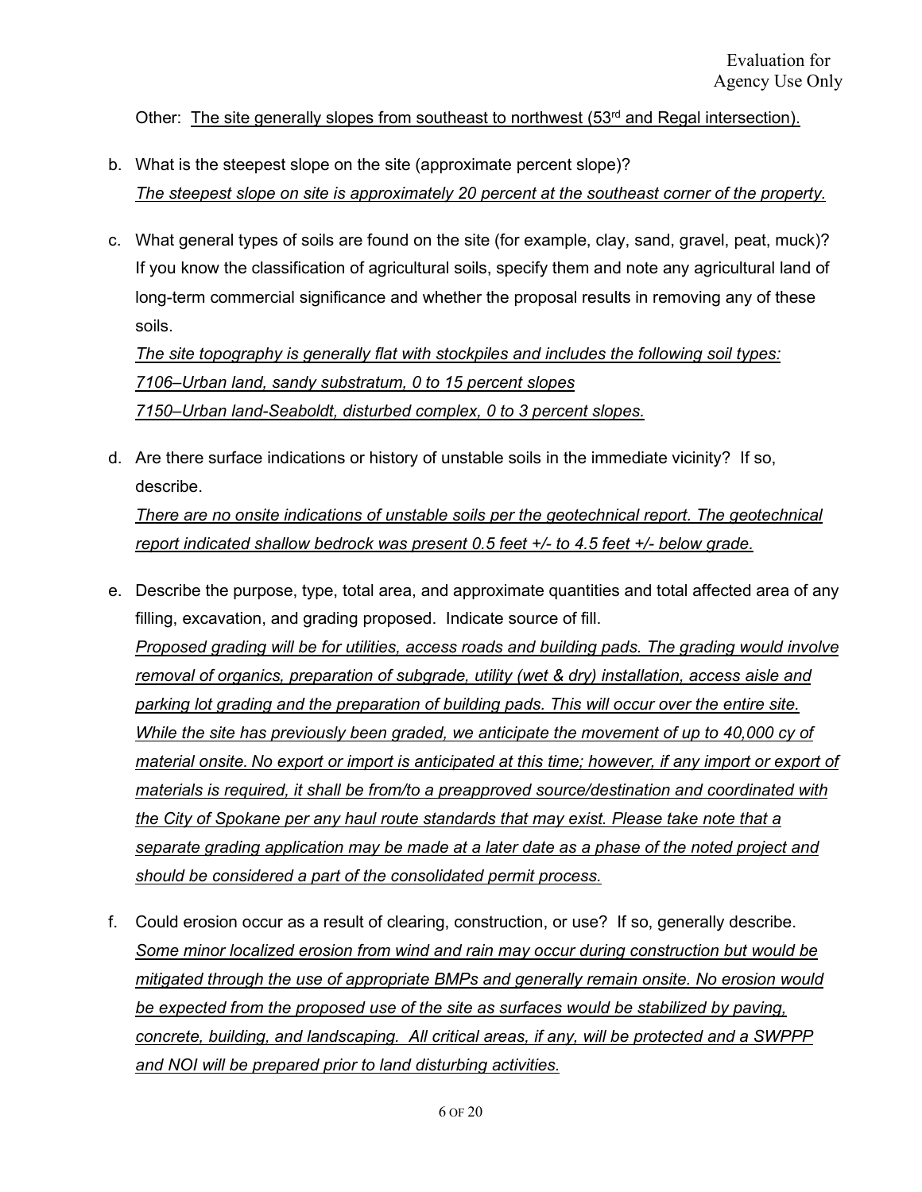Evaluation for Agency Use Only

Other: The site generally slopes from southeast to northwest (53rd and Regal intersection).

b. What is the steepest slope on the site (approximate percent slope)?

*The steepest slope on site is approximately 20 percent at the southeast corner of the property.*

c. What general types of soils are found on the site (for example, clay, sand, gravel, peat, muck)? If you know the classification of agricultural soils, specify them and note any agricultural land of long-term commercial significance and whether the proposal results in removing any of these soils.

*The site topography is generally flat with stockpiles and includes the following soil types:*
*7106–Urban land, sandy substratum, 0 to 15 percent slopes*
*7150–Urban land-Seaboldt, disturbed complex, 0 to 3 percent slopes.*

d. Are there surface indications or history of unstable soils in the immediate vicinity? If so, describe.

*There are no onsite indications of unstable soils per the geotechnical report. The geotechnical report indicated shallow bedrock was present 0.5 feet +/- to 4.5 feet +/- below grade.*

e. Describe the purpose, type, total area, and approximate quantities and total affected area of any filling, excavation, and grading proposed. Indicate source of fill.

*Proposed grading will be for utilities, access roads and building pads. The grading would involve removal of organics, preparation of subgrade, utility (wet & dry) installation, access aisle and parking lot grading and the preparation of building pads. This will occur over the entire site. While the site has previously been graded, we anticipate the movement of up to 40,000 cy of material onsite. No export or import is anticipated at this time; however, if any import or export of materials is required, it shall be from/to a preapproved source/destination and coordinated with the City of Spokane per any haul route standards that may exist. Please take note that a separate grading application may be made at a later date as a phase of the noted project and should be considered a part of the consolidated permit process.*

f. Could erosion occur as a result of clearing, construction, or use? If so, generally describe.

*Some minor localized erosion from wind and rain may occur during construction but would be mitigated through the use of appropriate BMPs and generally remain onsite. No erosion would be expected from the proposed use of the site as surfaces would be stabilized by paving, concrete, building, and landscaping. All critical areas, if any, will be protected and a SWPPP and NOI will be prepared prior to land disturbing activities.*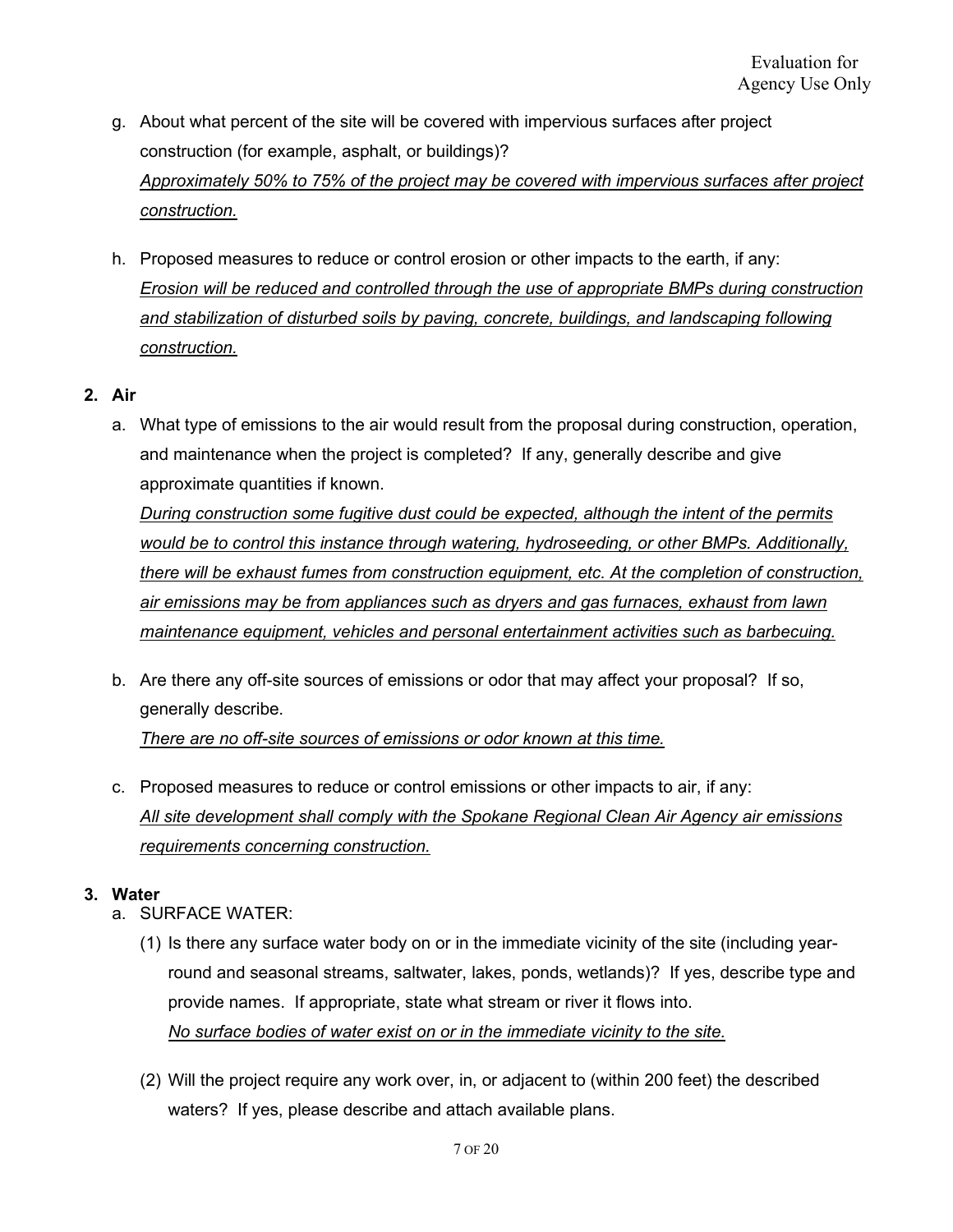Evaluation for Agency Use Only

g. About what percent of the site will be covered with impervious surfaces after project construction (for example, asphalt, or buildings)?
*Approximately 50% to 75% of the project may be covered with impervious surfaces after project construction.*

h. Proposed measures to reduce or control erosion or other impacts to the earth, if any:
*Erosion will be reduced and controlled through the use of appropriate BMPs during construction and stabilization of disturbed soils by paving, concrete, buildings, and landscaping following construction.*

**2. Air**

a. What type of emissions to the air would result from the proposal during construction, operation, and maintenance when the project is completed? If any, generally describe and give approximate quantities if known.
*During construction some fugitive dust could be expected, although the intent of the permits would be to control this instance through watering, hydroseeding, or other BMPs. Additionally, there will be exhaust fumes from construction equipment, etc. At the completion of construction, air emissions may be from appliances such as dryers and gas furnaces, exhaust from lawn maintenance equipment, vehicles and personal entertainment activities such as barbecuing.*

b. Are there any off-site sources of emissions or odor that may affect your proposal? If so, generally describe.
*There are no off-site sources of emissions or odor known at this time.*

c. Proposed measures to reduce or control emissions or other impacts to air, if any:
*All site development shall comply with the Spokane Regional Clean Air Agency air emissions requirements concerning construction.*

**3. Water**

a. SURFACE WATER:

(1) Is there any surface water body on or in the immediate vicinity of the site (including year-round and seasonal streams, saltwater, lakes, ponds, wetlands)? If yes, describe type and provide names. If appropriate, state what stream or river it flows into.
*No surface bodies of water exist on or in the immediate vicinity to the site.*

(2) Will the project require any work over, in, or adjacent to (within 200 feet) the described waters? If yes, please describe and attach available plans.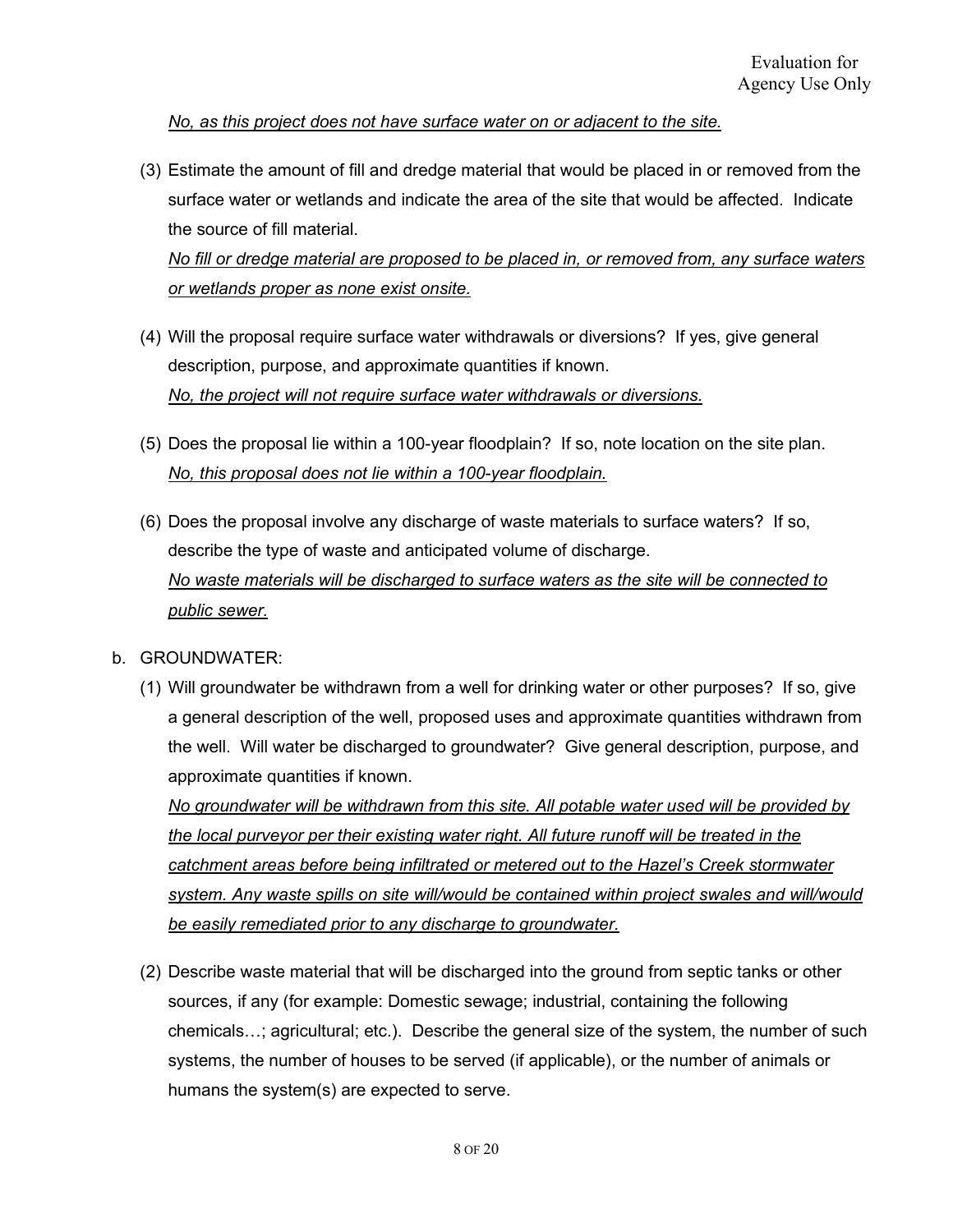*No, as this project does not have surface water on or adjacent to the site.*

(3) Estimate the amount of fill and dredge material that would be placed in or removed from the surface water or wetlands and indicate the area of the site that would be affected. Indicate the source of fill material.
*No fill or dredge material are proposed to be placed in, or removed from, any surface waters or wetlands proper as none exist onsite.*

(4) Will the proposal require surface water withdrawals or diversions? If yes, give general description, purpose, and approximate quantities if known.
*No, the project will not require surface water withdrawals or diversions.*

(5) Does the proposal lie within a 100-year floodplain? If so, note location on the site plan.
*No, this proposal does not lie within a 100-year floodplain.*

(6) Does the proposal involve any discharge of waste materials to surface waters? If so, describe the type of waste and anticipated volume of discharge.
*No waste materials will be discharged to surface waters as the site will be connected to public sewer.*

b. GROUNDWATER:

(1) Will groundwater be withdrawn from a well for drinking water or other purposes? If so, give a general description of the well, proposed uses and approximate quantities withdrawn from the well. Will water be discharged to groundwater? Give general description, purpose, and approximate quantities if known.
*No groundwater will be withdrawn from this site. All potable water used will be provided by the local purveyor per their existing water right. All future runoff will be treated in the catchment areas before being infiltrated or metered out to the Hazel's Creek stormwater system. Any waste spills on site will/would be contained within project swales and will/would be easily remediated prior to any discharge to groundwater.*

(2) Describe waste material that will be discharged into the ground from septic tanks or other sources, if any (for example: Domestic sewage; industrial, containing the following chemicals…; agricultural; etc.). Describe the general size of the system, the number of such systems, the number of houses to be served (if applicable), or the number of animals or humans the system(s) are expected to serve.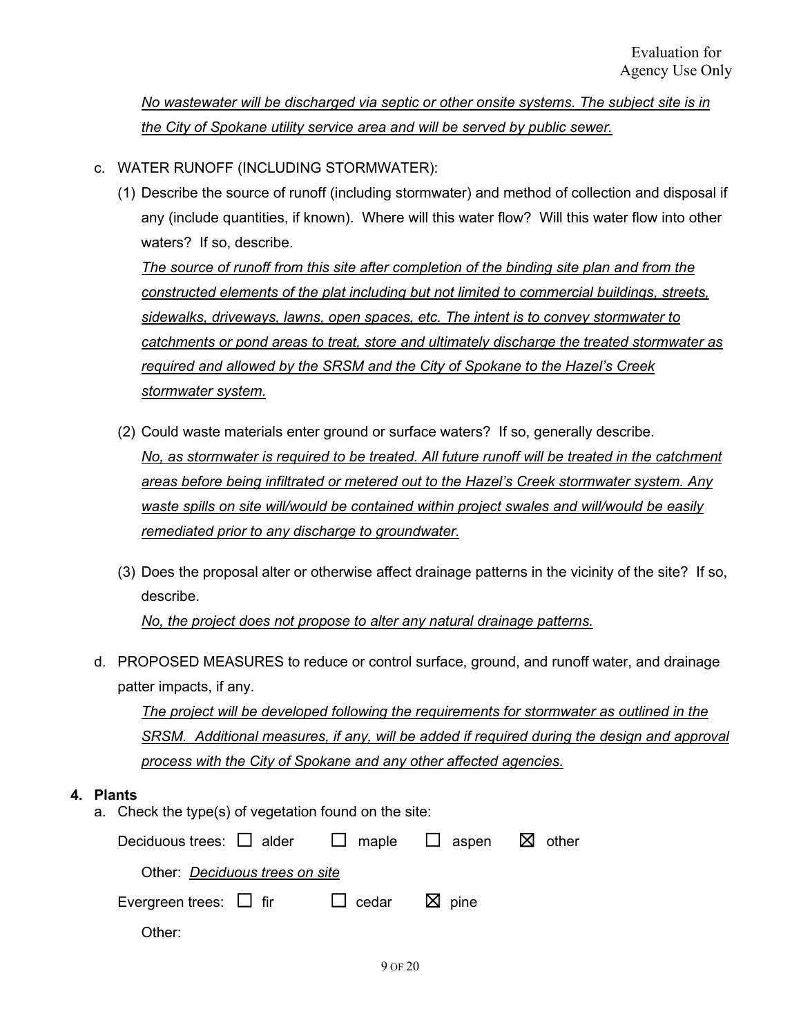Evaluation for Agency Use Only

*No wastewater will be discharged via septic or other onsite systems. The subject site is in the City of Spokane utility service area and will be served by public sewer.*

c. WATER RUNOFF (INCLUDING STORMWATER):

(1) Describe the source of runoff (including stormwater) and method of collection and disposal if any (include quantities, if known). Where will this water flow? Will this water flow into other waters? If so, describe.

*The source of runoff from this site after completion of the binding site plan and from the constructed elements of the plat including but not limited to commercial buildings, streets, sidewalks, driveways, lawns, open spaces, etc. The intent is to convey stormwater to catchments or pond areas to treat, store and ultimately discharge the treated stormwater as required and allowed by the SRSM and the City of Spokane to the Hazel's Creek stormwater system.*

(2) Could waste materials enter ground or surface waters? If so, generally describe.

*No, as stormwater is required to be treated. All future runoff will be treated in the catchment areas before being infiltrated or metered out to the Hazel's Creek stormwater system. Any waste spills on site will/would be contained within project swales and will/would be easily remediated prior to any discharge to groundwater.*

(3) Does the proposal alter or otherwise affect drainage patterns in the vicinity of the site? If so, describe.

*No, the project does not propose to alter any natural drainage patterns.*

d. PROPOSED MEASURES to reduce or control surface, ground, and runoff water, and drainage patter impacts, if any.

*The project will be developed following the requirements for stormwater as outlined in the SRSM. Additional measures, if any, will be added if required during the design and approval process with the City of Spokane and any other affected agencies.*

**4. Plants**

a. Check the type(s) of vegetation found on the site:

Deciduous trees: ☐ alder ☐ maple ☐ aspen ☒ other

Other: *Deciduous trees on site*

Evergreen trees: ☐ fir ☐ cedar ☒ pine

Other: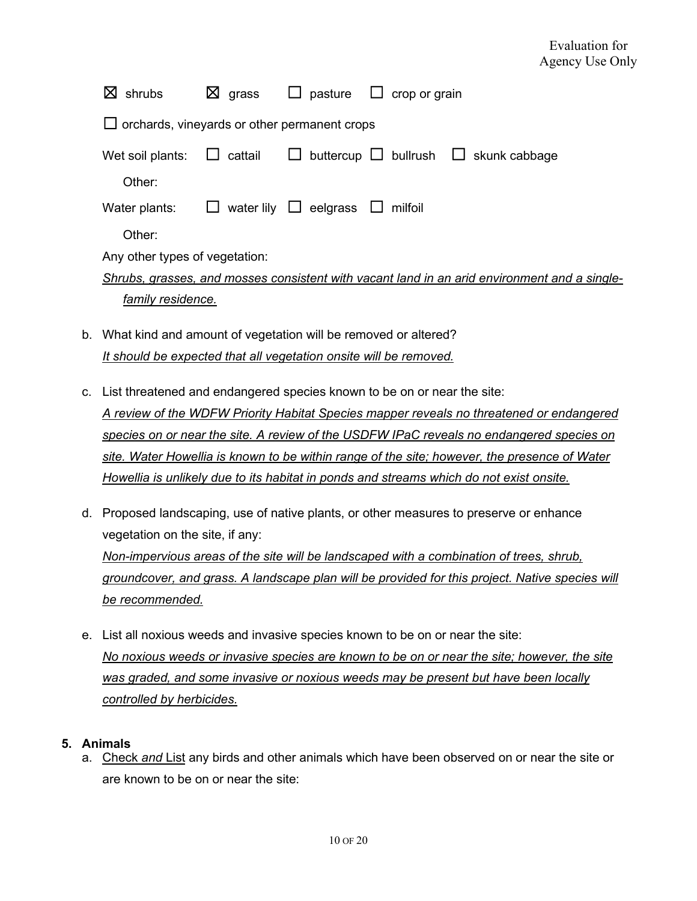Evaluation for Agency Use Only

☒ shrubs ☒ grass ☐ pasture ☐ crop or grain

☐ orchards, vineyards or other permanent crops

Wet soil plants: ☐ cattail ☐ buttercup ☐ bullrush ☐ skunk cabbage

Other:

Water plants: ☐ water lily ☐ eelgrass ☐ milfoil

Other:

Any other types of vegetation:

*Shrubs, grasses, and mosses consistent with vacant land in an arid environment and a single-family residence.*

b. What kind and amount of vegetation will be removed or altered?

*It should be expected that all vegetation onsite will be removed.*

c. List threatened and endangered species known to be on or near the site:

*A review of the WDFW Priority Habitat Species mapper reveals no threatened or endangered species on or near the site. A review of the USDFW IPaC reveals no endangered species on site. Water Howellia is known to be within range of the site; however, the presence of Water Howellia is unlikely due to its habitat in ponds and streams which do not exist onsite.*

d. Proposed landscaping, use of native plants, or other measures to preserve or enhance vegetation on the site, if any:

*Non-impervious areas of the site will be landscaped with a combination of trees, shrub, groundcover, and grass. A landscape plan will be provided for this project. Native species will be recommended.*

e. List all noxious weeds and invasive species known to be on or near the site:

*No noxious weeds or invasive species are known to be on or near the site; however, the site was graded, and some invasive or noxious weeds may be present but have been locally controlled by herbicides.*

**5. Animals**

a. Check *and* List any birds and other animals which have been observed on or near the site or are known to be on or near the site: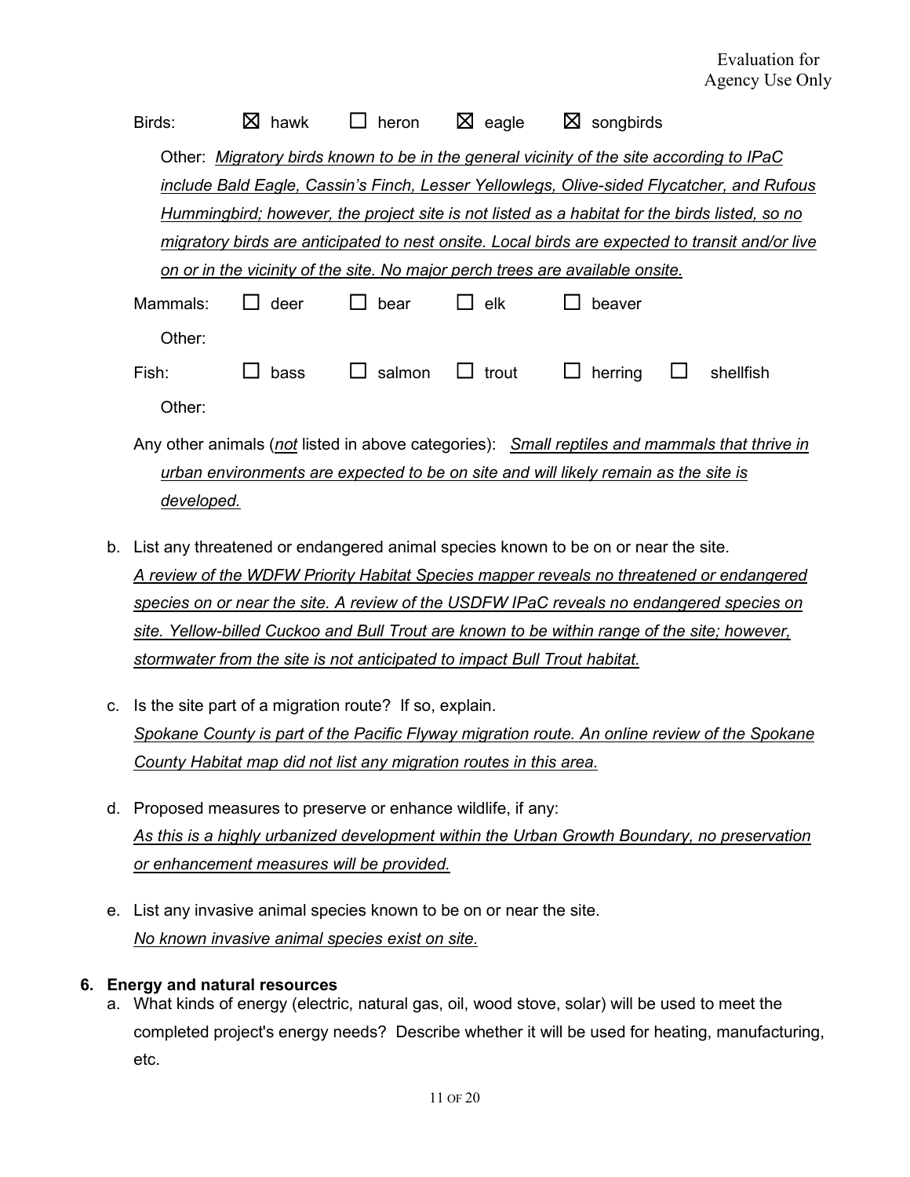Evaluation for Agency Use Only

Birds: ☒ hawk ☐ heron ☒ eagle ☒ songbirds

Other: *Migratory birds known to be in the general vicinity of the site according to IPaC include Bald Eagle, Cassin's Finch, Lesser Yellowlegs, Olive-sided Flycatcher, and Rufous Hummingbird; however, the project site is not listed as a habitat for the birds listed, so no migratory birds are anticipated to nest onsite. Local birds are expected to transit and/or live on or in the vicinity of the site. No major perch trees are available onsite.*

Mammals: ☐ deer ☐ bear ☐ elk ☐ beaver

Other:

Fish: ☐ bass ☐ salmon ☐ trout ☐ herring ☐ shellfish

Other:

Any other animals (*not* listed in above categories): *Small reptiles and mammals that thrive in urban environments are expected to be on site and will likely remain as the site is developed.*

b. List any threatened or endangered animal species known to be on or near the site.
*A review of the WDFW Priority Habitat Species mapper reveals no threatened or endangered species on or near the site. A review of the USDFW IPaC reveals no endangered species on site. Yellow-billed Cuckoo and Bull Trout are known to be within range of the site; however, stormwater from the site is not anticipated to impact Bull Trout habitat.*

c. Is the site part of a migration route? If so, explain.
*Spokane County is part of the Pacific Flyway migration route. An online review of the Spokane County Habitat map did not list any migration routes in this area.*

d. Proposed measures to preserve or enhance wildlife, if any:
*As this is a highly urbanized development within the Urban Growth Boundary, no preservation or enhancement measures will be provided.*

e. List any invasive animal species known to be on or near the site.
*No known invasive animal species exist on site.*

**6. Energy and natural resources**

a. What kinds of energy (electric, natural gas, oil, wood stove, solar) will be used to meet the completed project's energy needs? Describe whether it will be used for heating, manufacturing, etc.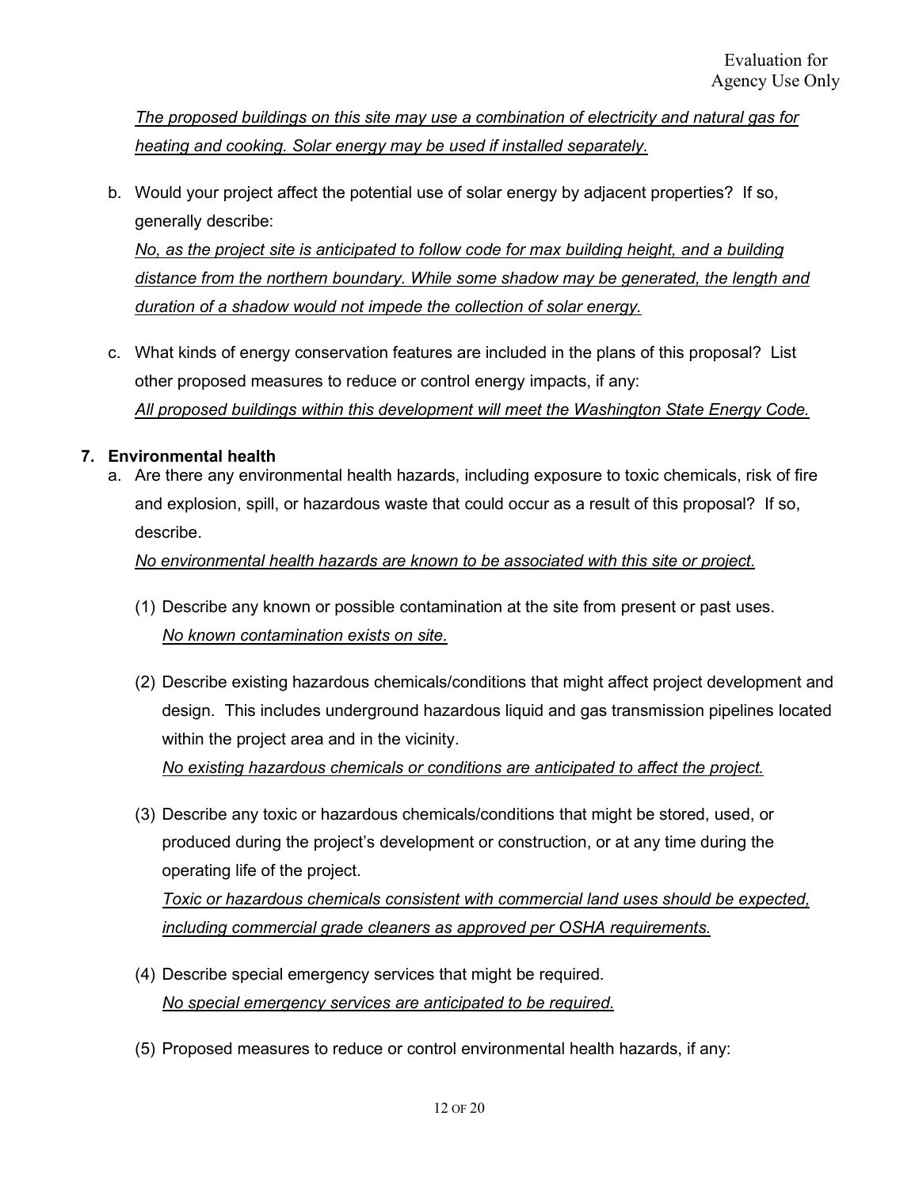*The proposed buildings on this site may use a combination of electricity and natural gas for heating and cooking. Solar energy may be used if installed separately.*

b. Would your project affect the potential use of solar energy by adjacent properties? If so, generally describe:

   *No, as the project site is anticipated to follow code for max building height, and a building distance from the northern boundary. While some shadow may be generated, the length and duration of a shadow would not impede the collection of solar energy.*

c. What kinds of energy conservation features are included in the plans of this proposal? List other proposed measures to reduce or control energy impacts, if any:

   *All proposed buildings within this development will meet the Washington State Energy Code.*

## 7. Environmental health

a. Are there any environmental health hazards, including exposure to toxic chemicals, risk of fire and explosion, spill, or hazardous waste that could occur as a result of this proposal? If so, describe.

   *No environmental health hazards are known to be associated with this site or project.*

   (1) Describe any known or possible contamination at the site from present or past uses.

   *No known contamination exists on site.*

   (2) Describe existing hazardous chemicals/conditions that might affect project development and design. This includes underground hazardous liquid and gas transmission pipelines located within the project area and in the vicinity.

   *No existing hazardous chemicals or conditions are anticipated to affect the project.*

   (3) Describe any toxic or hazardous chemicals/conditions that might be stored, used, or produced during the project's development or construction, or at any time during the operating life of the project.

   *Toxic or hazardous chemicals consistent with commercial land uses should be expected, including commercial grade cleaners as approved per OSHA requirements.*

   (4) Describe special emergency services that might be required.

   *No special emergency services are anticipated to be required.*

   (5) Proposed measures to reduce or control environmental health hazards, if any: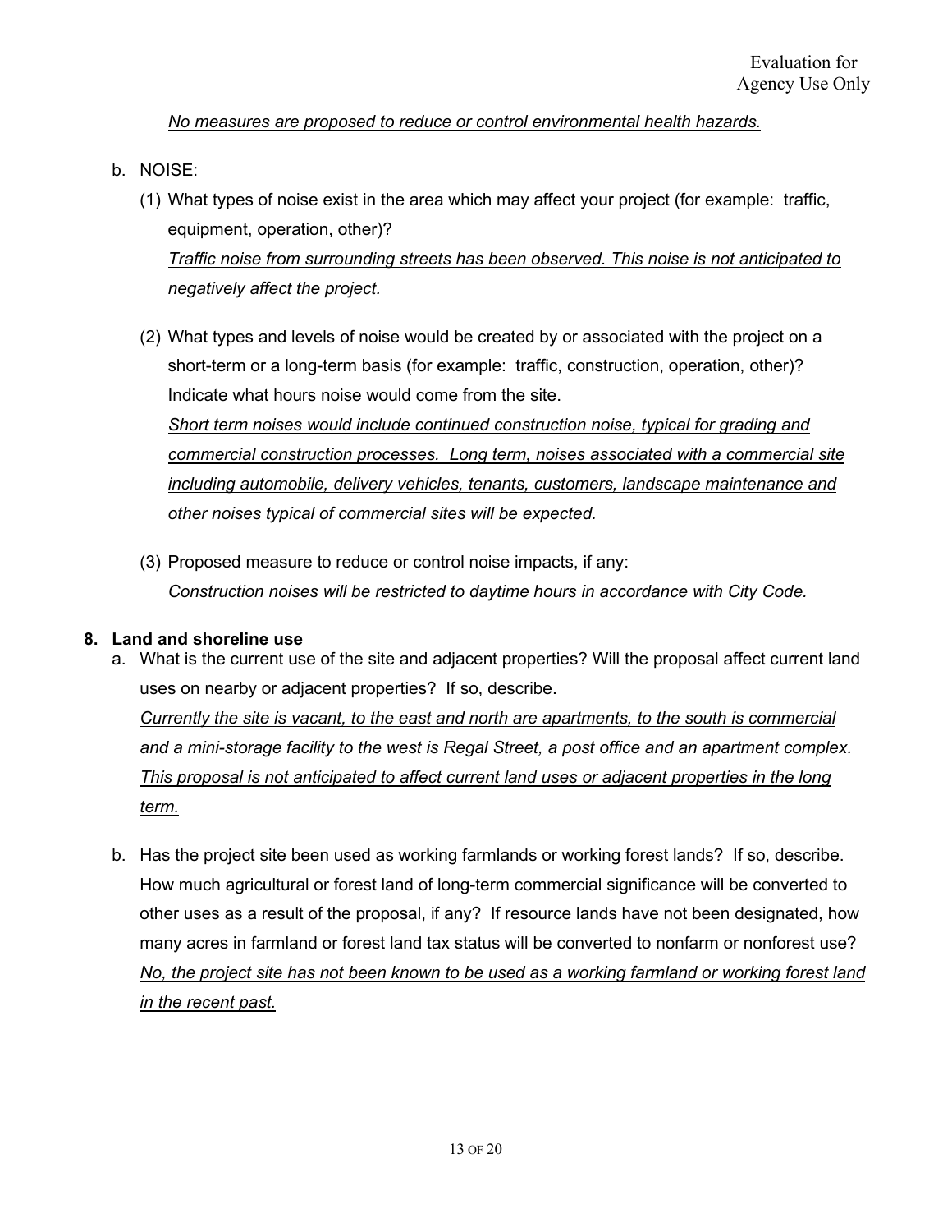Evaluation for Agency Use Only

*No measures are proposed to reduce or control environmental health hazards.*

b. NOISE:

(1) What types of noise exist in the area which may affect your project (for example: traffic, equipment, operation, other)?
*Traffic noise from surrounding streets has been observed. This noise is not anticipated to negatively affect the project.*

(2) What types and levels of noise would be created by or associated with the project on a short-term or a long-term basis (for example: traffic, construction, operation, other)? Indicate what hours noise would come from the site.
*Short term noises would include continued construction noise, typical for grading and commercial construction processes. Long term, noises associated with a commercial site including automobile, delivery vehicles, tenants, customers, landscape maintenance and other noises typical of commercial sites will be expected.*

(3) Proposed measure to reduce or control noise impacts, if any:
*Construction noises will be restricted to daytime hours in accordance with City Code.*

**8. Land and shoreline use**

a. What is the current use of the site and adjacent properties? Will the proposal affect current land uses on nearby or adjacent properties? If so, describe.
*Currently the site is vacant, to the east and north are apartments, to the south is commercial and a mini-storage facility to the west is Regal Street, a post office and an apartment complex. This proposal is not anticipated to affect current land uses or adjacent properties in the long term.*

b. Has the project site been used as working farmlands or working forest lands? If so, describe. How much agricultural or forest land of long-term commercial significance will be converted to other uses as a result of the proposal, if any? If resource lands have not been designated, how many acres in farmland or forest land tax status will be converted to nonfarm or nonforest use?
*No, the project site has not been known to be used as a working farmland or working forest land in the recent past.*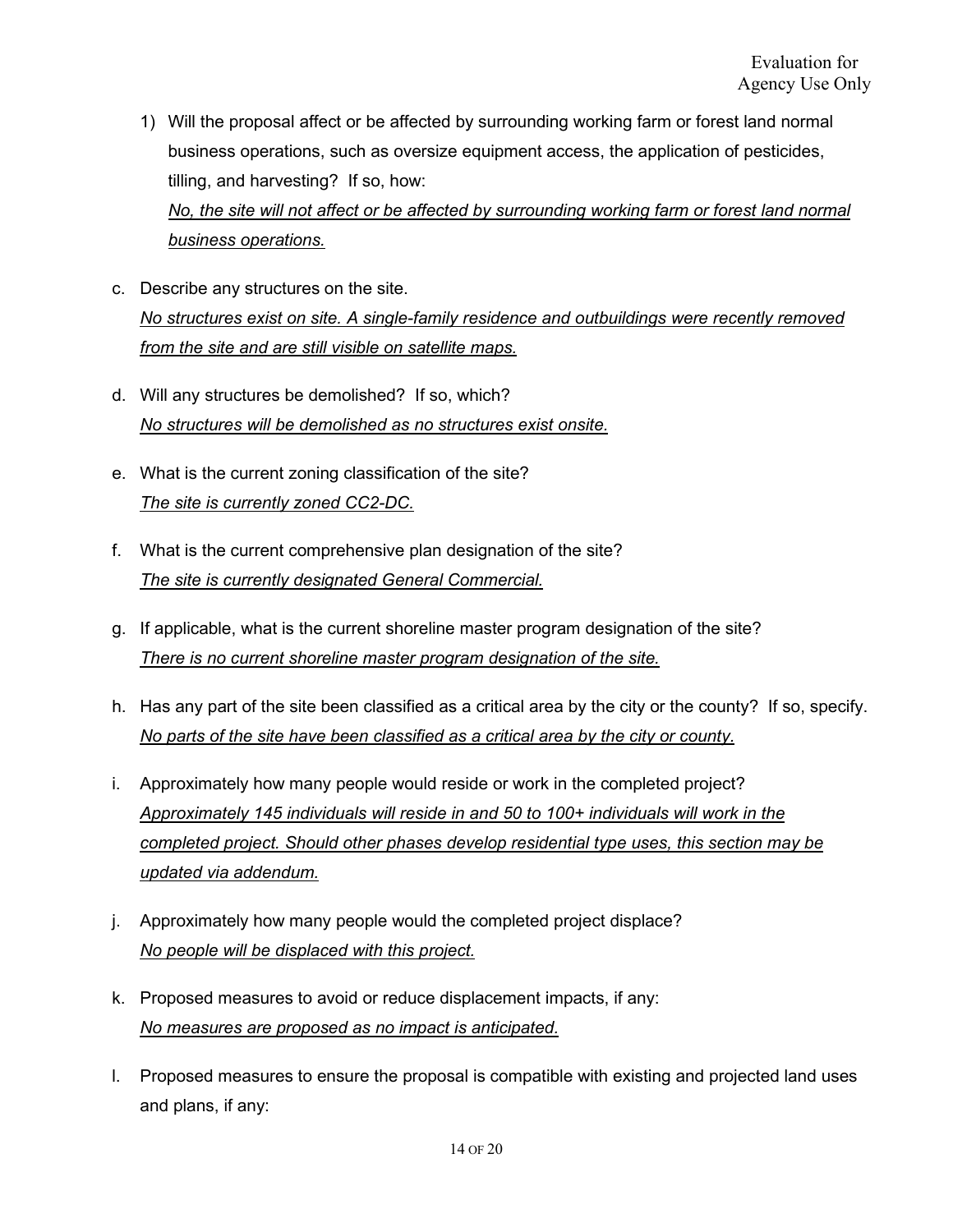Evaluation for Agency Use Only

1) Will the proposal affect or be affected by surrounding working farm or forest land normal business operations, such as oversize equipment access, the application of pesticides, tilling, and harvesting? If so, how:

   *No, the site will not affect or be affected by surrounding working farm or forest land normal business operations.*

c. Describe any structures on the site.

   *No structures exist on site. A single-family residence and outbuildings were recently removed from the site and are still visible on satellite maps.*

d. Will any structures be demolished? If so, which?

   *No structures will be demolished as no structures exist onsite.*

e. What is the current zoning classification of the site?

   *The site is currently zoned CC2-DC.*

f. What is the current comprehensive plan designation of the site?

   *The site is currently designated General Commercial.*

g. If applicable, what is the current shoreline master program designation of the site?

   *There is no current shoreline master program designation of the site.*

h. Has any part of the site been classified as a critical area by the city or the county? If so, specify.

   *No parts of the site have been classified as a critical area by the city or county.*

i. Approximately how many people would reside or work in the completed project?

   *Approximately 145 individuals will reside in and 50 to 100+ individuals will work in the completed project. Should other phases develop residential type uses, this section may be updated via addendum.*

j. Approximately how many people would the completed project displace?

   *No people will be displaced with this project.*

k. Proposed measures to avoid or reduce displacement impacts, if any:

   *No measures are proposed as no impact is anticipated.*

l. Proposed measures to ensure the proposal is compatible with existing and projected land uses and plans, if any: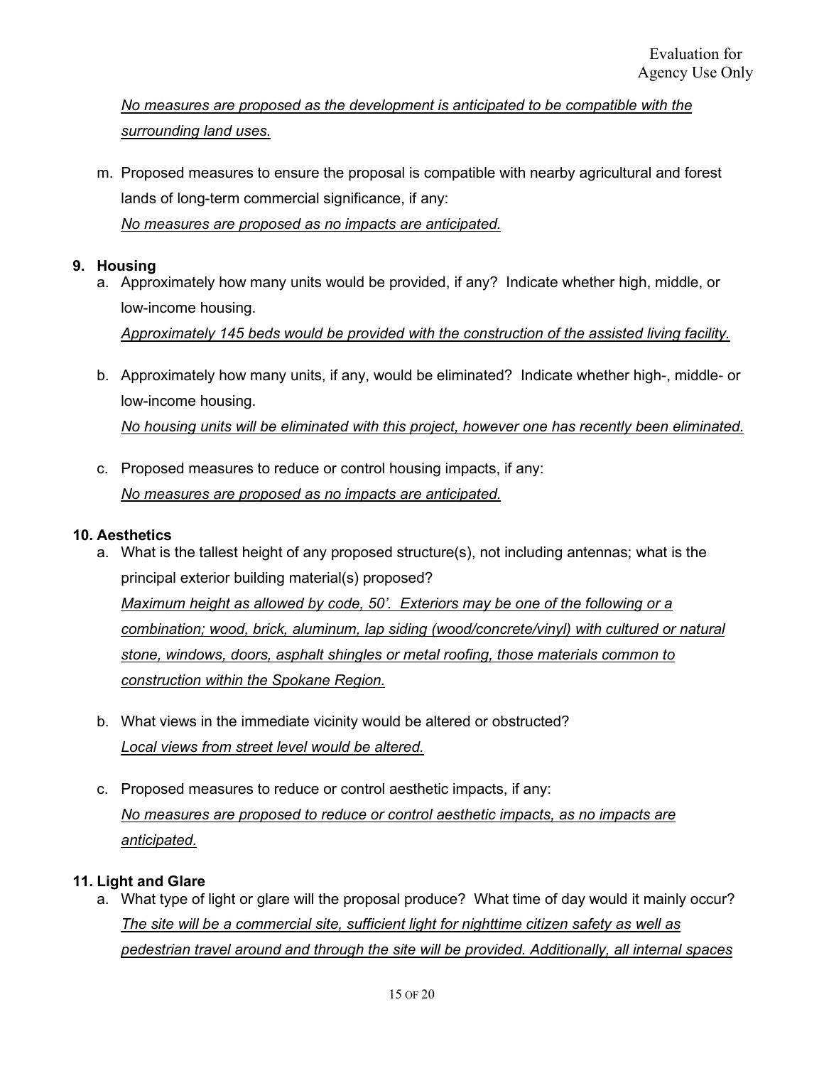*No measures are proposed as the development is anticipated to be compatible with the surrounding land uses.*

m. Proposed measures to ensure the proposal is compatible with nearby agricultural and forest lands of long-term commercial significance, if any:
*No measures are proposed as no impacts are anticipated.*

**9. Housing**

a. Approximately how many units would be provided, if any? Indicate whether high, middle, or low-income housing.
*Approximately 145 beds would be provided with the construction of the assisted living facility.*

b. Approximately how many units, if any, would be eliminated? Indicate whether high-, middle- or low-income housing.
*No housing units will be eliminated with this project, however one has recently been eliminated.*

c. Proposed measures to reduce or control housing impacts, if any:
*No measures are proposed as no impacts are anticipated.*

**10. Aesthetics**

a. What is the tallest height of any proposed structure(s), not including antennas; what is the principal exterior building material(s) proposed?
*Maximum height as allowed by code, 50'. Exteriors may be one of the following or a combination; wood, brick, aluminum, lap siding (wood/concrete/vinyl) with cultured or natural stone, windows, doors, asphalt shingles or metal roofing, those materials common to construction within the Spokane Region.*

b. What views in the immediate vicinity would be altered or obstructed?
*Local views from street level would be altered.*

c. Proposed measures to reduce or control aesthetic impacts, if any:
*No measures are proposed to reduce or control aesthetic impacts, as no impacts are anticipated.*

**11. Light and Glare**

a. What type of light or glare will the proposal produce? What time of day would it mainly occur?
*The site will be a commercial site, sufficient light for nighttime citizen safety as well as pedestrian travel around and through the site will be provided. Additionally, all internal spaces*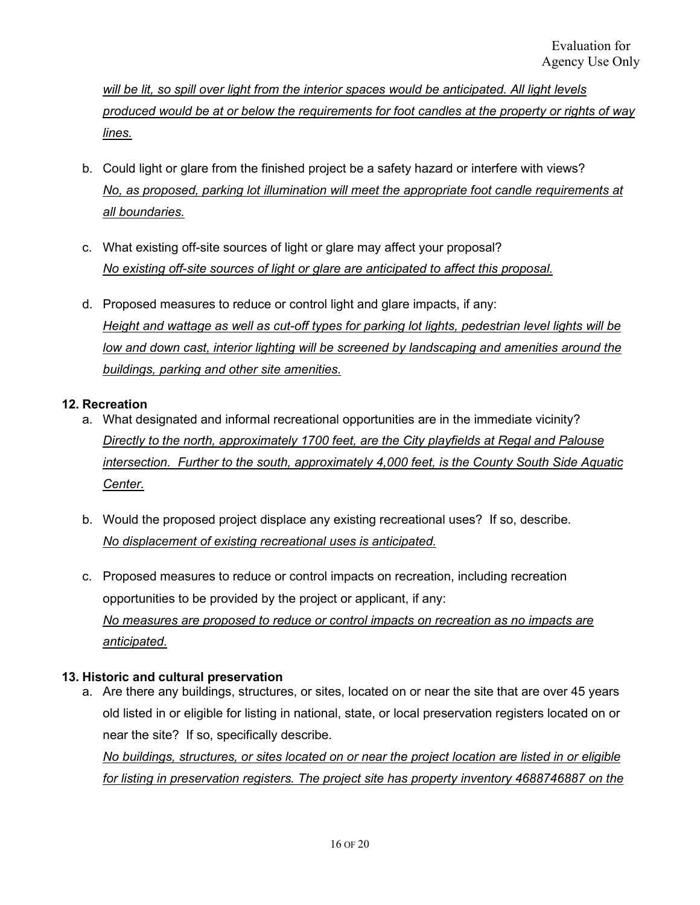*will be lit, so spill over light from the interior spaces would be anticipated. All light levels produced would be at or below the requirements for foot candles at the property or rights of way lines.*

b. Could light or glare from the finished project be a safety hazard or interfere with views?
*No, as proposed, parking lot illumination will meet the appropriate foot candle requirements at all boundaries.*

c. What existing off-site sources of light or glare may affect your proposal?
*No existing off-site sources of light or glare are anticipated to affect this proposal.*

d. Proposed measures to reduce or control light and glare impacts, if any:
*Height and wattage as well as cut-off types for parking lot lights, pedestrian level lights will be low and down cast, interior lighting will be screened by landscaping and amenities around the buildings, parking and other site amenities.*

**12. Recreation**

a. What designated and informal recreational opportunities are in the immediate vicinity?
*Directly to the north, approximately 1700 feet, are the City playfields at Regal and Palouse intersection. Further to the south, approximately 4,000 feet, is the County South Side Aquatic Center.*

b. Would the proposed project displace any existing recreational uses? If so, describe.
*No displacement of existing recreational uses is anticipated.*

c. Proposed measures to reduce or control impacts on recreation, including recreation opportunities to be provided by the project or applicant, if any:
*No measures are proposed to reduce or control impacts on recreation as no impacts are anticipated.*

**13. Historic and cultural preservation**

a. Are there any buildings, structures, or sites, located on or near the site that are over 45 years old listed in or eligible for listing in national, state, or local preservation registers located on or near the site? If so, specifically describe.
*No buildings, structures, or sites located on or near the project location are listed in or eligible for listing in preservation registers. The project site has property inventory 4688746887 on the*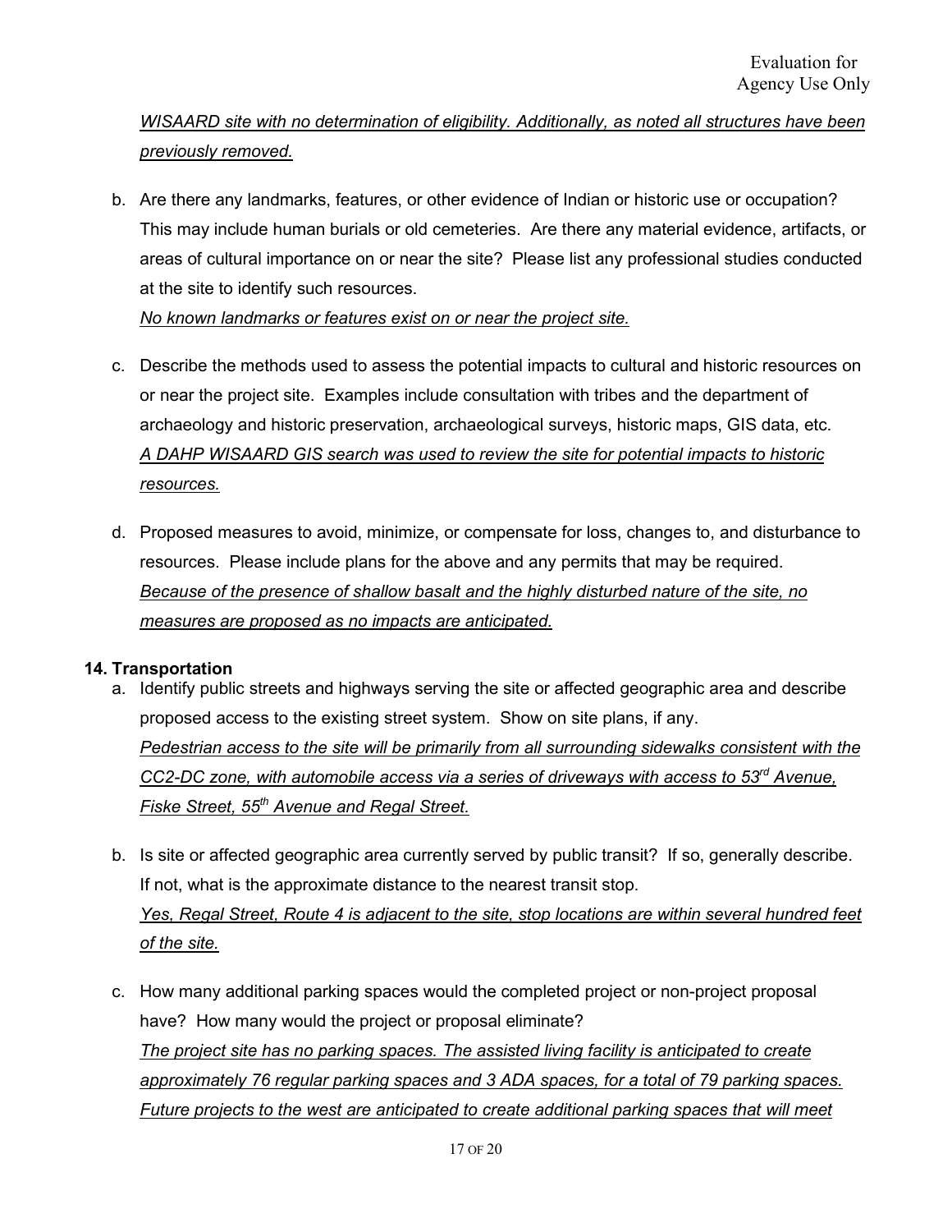*WISAARD site with no determination of eligibility. Additionally, as noted all structures have been previously removed.*

b. Are there any landmarks, features, or other evidence of Indian or historic use or occupation? This may include human burials or old cemeteries. Are there any material evidence, artifacts, or areas of cultural importance on or near the site? Please list any professional studies conducted at the site to identify such resources.
   *No known landmarks or features exist on or near the project site.*

c. Describe the methods used to assess the potential impacts to cultural and historic resources on or near the project site. Examples include consultation with tribes and the department of archaeology and historic preservation, archaeological surveys, historic maps, GIS data, etc.
   *A DAHP WISAARD GIS search was used to review the site for potential impacts to historic resources.*

d. Proposed measures to avoid, minimize, or compensate for loss, changes to, and disturbance to resources. Please include plans for the above and any permits that may be required.
   *Because of the presence of shallow basalt and the highly disturbed nature of the site, no measures are proposed as no impacts are anticipated.*

**14. Transportation**

a. Identify public streets and highways serving the site or affected geographic area and describe proposed access to the existing street system. Show on site plans, if any.
   *Pedestrian access to the site will be primarily from all surrounding sidewalks consistent with the CC2-DC zone, with automobile access via a series of driveways with access to 53rd Avenue, Fiske Street, 55th Avenue and Regal Street.*

b. Is site or affected geographic area currently served by public transit? If so, generally describe. If not, what is the approximate distance to the nearest transit stop.
   *Yes, Regal Street, Route 4 is adjacent to the site, stop locations are within several hundred feet of the site.*

c. How many additional parking spaces would the completed project or non-project proposal have? How many would the project or proposal eliminate?
   *The project site has no parking spaces. The assisted living facility is anticipated to create approximately 76 regular parking spaces and 3 ADA spaces, for a total of 79 parking spaces. Future projects to the west are anticipated to create additional parking spaces that will meet*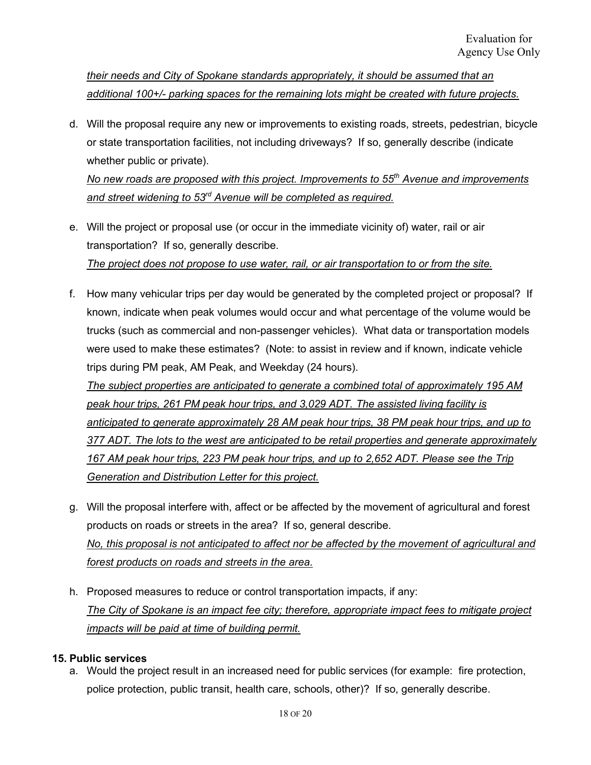*their needs and City of Spokane standards appropriately, it should be assumed that an additional 100+/- parking spaces for the remaining lots might be created with future projects.*

d. Will the proposal require any new or improvements to existing roads, streets, pedestrian, bicycle or state transportation facilities, not including driveways? If so, generally describe (indicate whether public or private).

   *No new roads are proposed with this project. Improvements to 55th Avenue and improvements and street widening to 53rd Avenue will be completed as required.*

e. Will the project or proposal use (or occur in the immediate vicinity of) water, rail or air transportation? If so, generally describe.

   *The project does not propose to use water, rail, or air transportation to or from the site.*

f. How many vehicular trips per day would be generated by the completed project or proposal? If known, indicate when peak volumes would occur and what percentage of the volume would be trucks (such as commercial and non-passenger vehicles). What data or transportation models were used to make these estimates? (Note: to assist in review and if known, indicate vehicle trips during PM peak, AM Peak, and Weekday (24 hours).

   *The subject properties are anticipated to generate a combined total of approximately 195 AM peak hour trips, 261 PM peak hour trips, and 3,029 ADT. The assisted living facility is anticipated to generate approximately 28 AM peak hour trips, 38 PM peak hour trips, and up to 377 ADT. The lots to the west are anticipated to be retail properties and generate approximately 167 AM peak hour trips, 223 PM peak hour trips, and up to 2,652 ADT. Please see the Trip Generation and Distribution Letter for this project.*

g. Will the proposal interfere with, affect or be affected by the movement of agricultural and forest products on roads or streets in the area? If so, general describe.

   *No, this proposal is not anticipated to affect nor be affected by the movement of agricultural and forest products on roads and streets in the area.*

h. Proposed measures to reduce or control transportation impacts, if any:

   *The City of Spokane is an impact fee city; therefore, appropriate impact fees to mitigate project impacts will be paid at time of building permit.*

**15. Public services**

a. Would the project result in an increased need for public services (for example: fire protection, police protection, public transit, health care, schools, other)? If so, generally describe.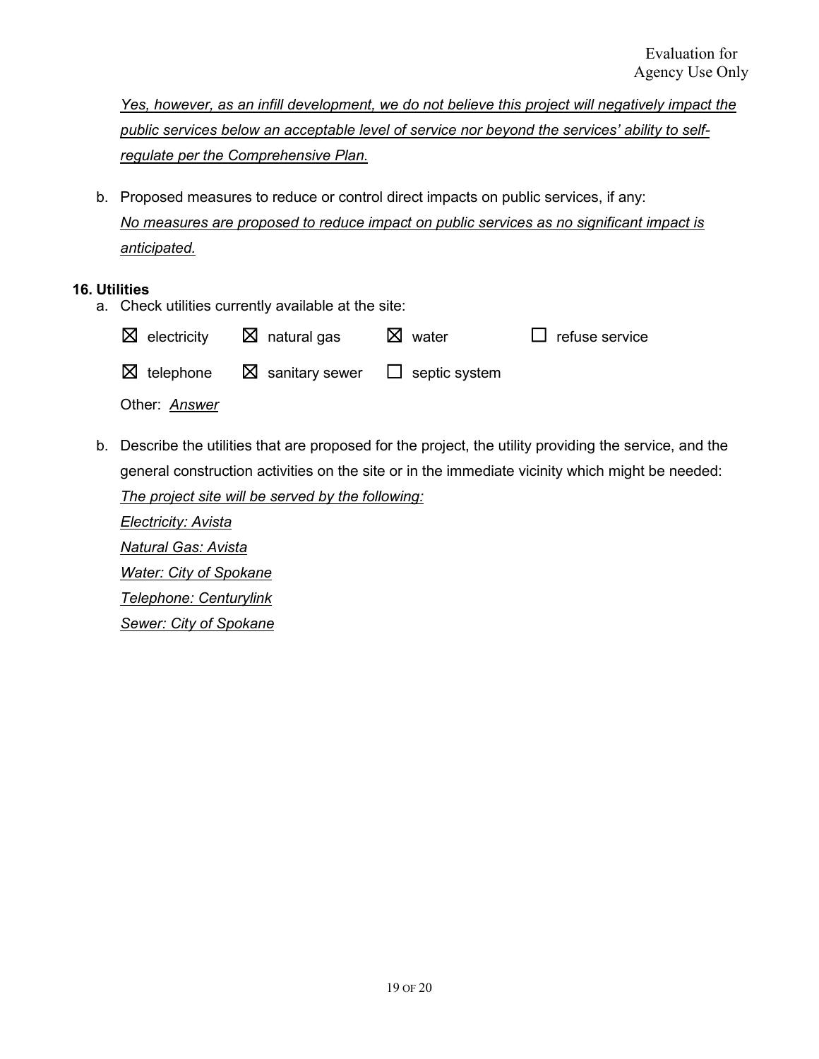Evaluation for Agency Use Only

*Yes, however, as an infill development, we do not believe this project will negatively impact the public services below an acceptable level of service nor beyond the services' ability to self-regulate per the Comprehensive Plan.*

b. Proposed measures to reduce or control direct impacts on public services, if any:
*No measures are proposed to reduce impact on public services as no significant impact is anticipated.*

**16. Utilities**

a. Check utilities currently available at the site:

☒ electricity ☒ natural gas ☒ water ☐ refuse service

☒ telephone ☒ sanitary sewer ☐ septic system

Other: *Answer*

b. Describe the utilities that are proposed for the project, the utility providing the service, and the general construction activities on the site or in the immediate vicinity which might be needed:
*The project site will be served by the following:*
*Electricity: Avista*
*Natural Gas: Avista*
*Water: City of Spokane*
*Telephone: Centurylink*
*Sewer: City of Spokane*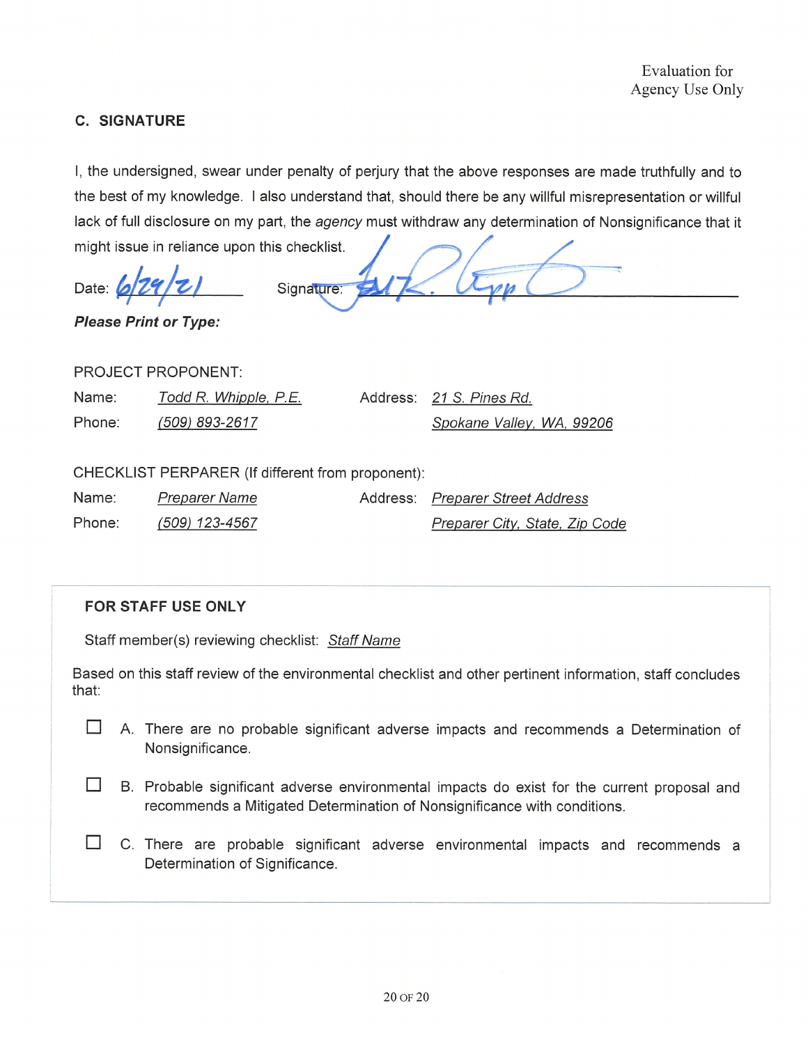Evaluation for Agency Use Only

## C. SIGNATURE

I, the undersigned, swear under penalty of perjury that the above responses are made truthfully and to the best of my knowledge. I also understand that, should there be any willful misrepresentation or willful lack of full disclosure on my part, the *agency* must withdraw any determination of Nonsignificance that it might issue in reliance upon this checklist.

Date: 6/29/21 Signature: 

***Please Print or Type:***

PROJECT PROPONENT:

| | | | |
|---|---|---|---|
| Name: | *Todd R. Whipple, P.E.* | Address: | *21 S. Pines Rd.* |
| Phone: | *(509) 893-2617* | | *Spokane Valley, WA, 99206* |

CHECKLIST PERPARER (If different from proponent):

| | | | |
|---|---|---|---|
| Name: | *Preparer Name* | Address: | *Preparer Street Address* |
| Phone: | *(509) 123-4567* | | *Preparer City, State, Zip Code* |

**FOR STAFF USE ONLY**

Staff member(s) reviewing checklist: *Staff Name*

Based on this staff review of the environmental checklist and other pertinent information, staff concludes that:

- ☐ A. There are no probable significant adverse impacts and recommends a Determination of Nonsignificance.
- ☐ B. Probable significant adverse environmental impacts do exist for the current proposal and recommends a Mitigated Determination of Nonsignificance with conditions.
- ☐ C. There are probable significant adverse environmental impacts and recommends a Determination of Significance.